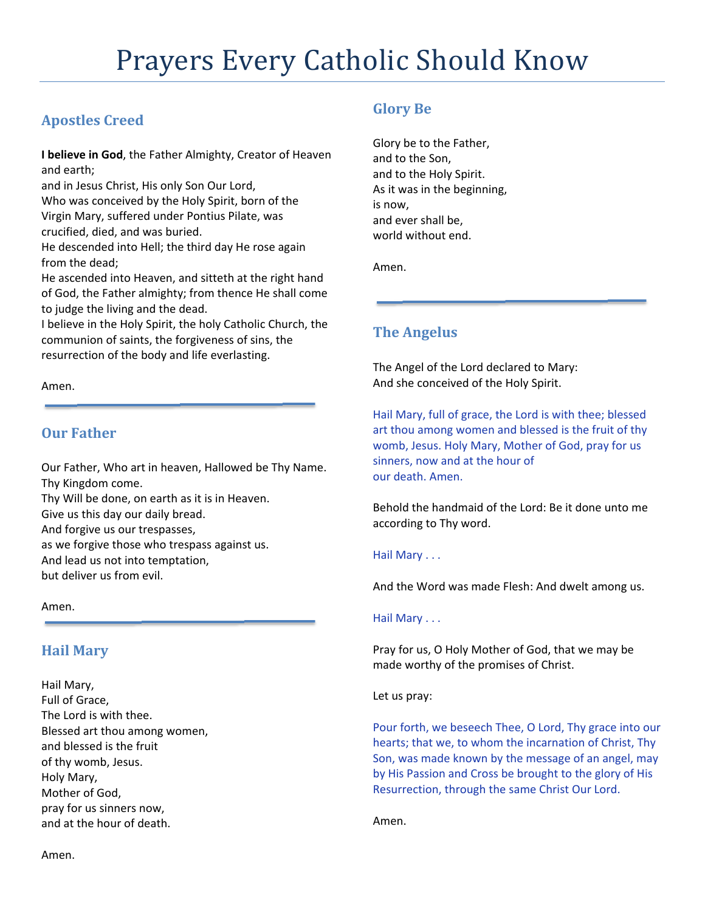# Prayers Every Catholic Should Know

## Apostles Creed

**I believe in God**, the Father Almighty, Creator of Heaven and earth;
and in Jesus Christ, His only Son Our Lord,
Who was conceived by the Holy Spirit, born of the Virgin Mary, suffered under Pontius Pilate, was crucified, died, and was buried.
He descended into Hell; the third day He rose again from the dead;
He ascended into Heaven, and sitteth at the right hand of God, the Father almighty; from thence He shall come to judge the living and the dead.
I believe in the Holy Spirit, the holy Catholic Church, the communion of saints, the forgiveness of sins, the resurrection of the body and life everlasting.

Amen.

## Our Father

Our Father, Who art in heaven, Hallowed be Thy Name.
Thy Kingdom come.
Thy Will be done, on earth as it is in Heaven.
Give us this day our daily bread.
And forgive us our trespasses,
as we forgive those who trespass against us.
And lead us not into temptation,
but deliver us from evil.

Amen.

## Hail Mary

Hail Mary,
Full of Grace,
The Lord is with thee.
Blessed art thou among women,
and blessed is the fruit
of thy womb, Jesus.
Holy Mary,
Mother of God,
pray for us sinners now,
and at the hour of death.

Amen.

## Glory Be

Glory be to the Father,
and to the Son,
and to the Holy Spirit.
As it was in the beginning,
is now,
and ever shall be,
world without end.

Amen.

## The Angelus

The Angel of the Lord declared to Mary:
And she conceived of the Holy Spirit.

Hail Mary, full of grace, the Lord is with thee; blessed art thou among women and blessed is the fruit of thy womb, Jesus. Holy Mary, Mother of God, pray for us sinners, now and at the hour of our death. Amen.

Behold the handmaid of the Lord: Be it done unto me according to Thy word.

Hail Mary . . .

And the Word was made Flesh: And dwelt among us.

Hail Mary . . .

Pray for us, O Holy Mother of God, that we may be made worthy of the promises of Christ.

Let us pray:

Pour forth, we beseech Thee, O Lord, Thy grace into our hearts; that we, to whom the incarnation of Christ, Thy Son, was made known by the message of an angel, may by His Passion and Cross be brought to the glory of His Resurrection, through the same Christ Our Lord.

Amen.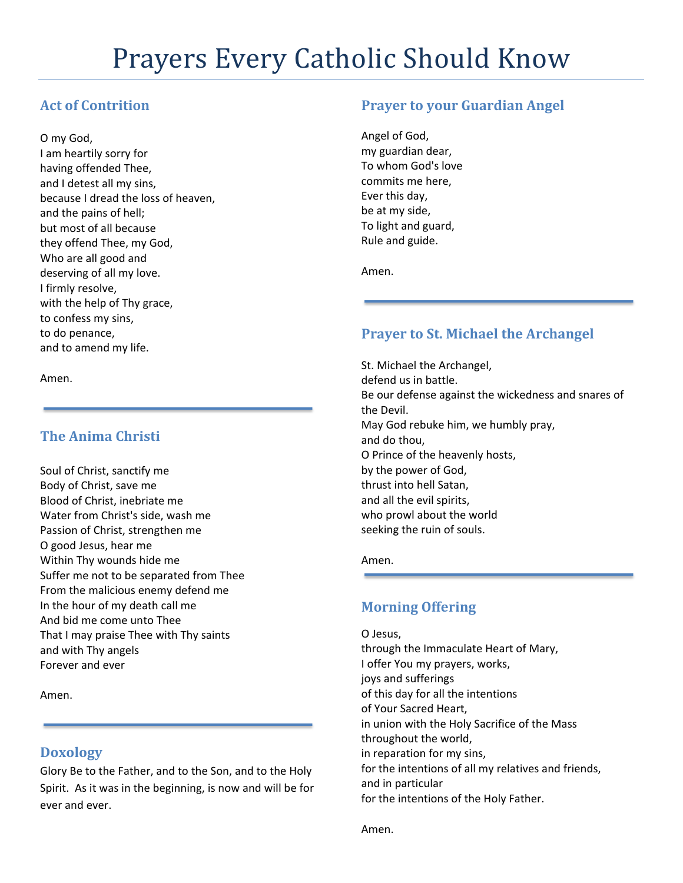# Prayers Every Catholic Should Know

## Act of Contrition

O my God,
I am heartily sorry for
having offended Thee,
and I detest all my sins,
because I dread the loss of heaven,
and the pains of hell;
but most of all because
they offend Thee, my God,
Who are all good and
deserving of all my love.
I firmly resolve,
with the help of Thy grace,
to confess my sins,
to do penance,
and to amend my life.

Amen.

---

## The Anima Christi

Soul of Christ, sanctify me
Body of Christ, save me
Blood of Christ, inebriate me
Water from Christ's side, wash me
Passion of Christ, strengthen me
O good Jesus, hear me
Within Thy wounds hide me
Suffer me not to be separated from Thee
From the malicious enemy defend me
In the hour of my death call me
And bid me come unto Thee
That I may praise Thee with Thy saints
and with Thy angels
Forever and ever

Amen.

---

## Doxology

Glory Be to the Father, and to the Son, and to the Holy Spirit. As it was in the beginning, is now and will be for ever and ever.

## Prayer to your Guardian Angel

Angel of God,
my guardian dear,
To whom God's love
commits me here,
Ever this day,
be at my side,
To light and guard,
Rule and guide.

Amen.

---

## Prayer to St. Michael the Archangel

St. Michael the Archangel,
defend us in battle.
Be our defense against the wickedness and snares of the Devil.
May God rebuke him, we humbly pray,
and do thou,
O Prince of the heavenly hosts,
by the power of God,
thrust into hell Satan,
and all the evil spirits,
who prowl about the world
seeking the ruin of souls.

Amen.

---

## Morning Offering

O Jesus,
through the Immaculate Heart of Mary,
I offer You my prayers, works,
joys and sufferings
of this day for all the intentions
of Your Sacred Heart,
in union with the Holy Sacrifice of the Mass
throughout the world,
in reparation for my sins,
for the intentions of all my relatives and friends,
and in particular
for the intentions of the Holy Father.

Amen.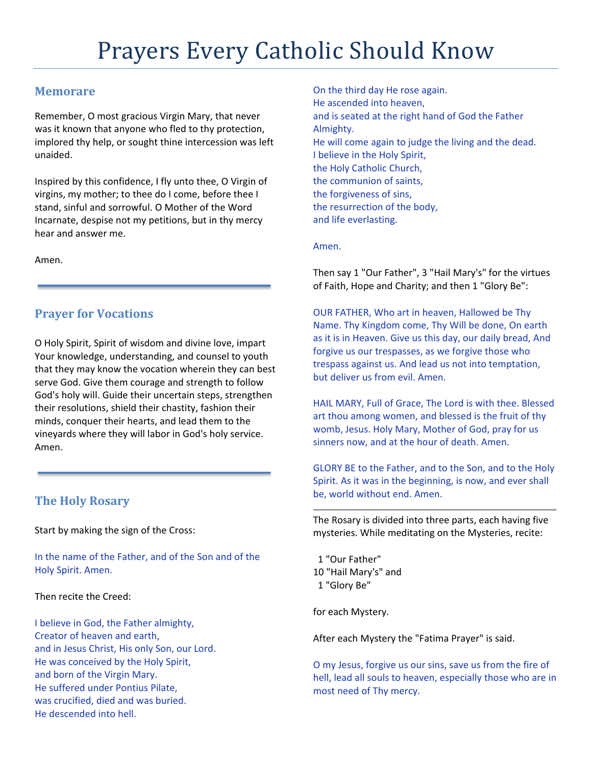# Prayers Every Catholic Should Know

## Memorare

Remember, O most gracious Virgin Mary, that never was it known that anyone who fled to thy protection, implored thy help, or sought thine intercession was left unaided.

Inspired by this confidence, I fly unto thee, O Virgin of virgins, my mother; to thee do I come, before thee I stand, sinful and sorrowful. O Mother of the Word Incarnate, despise not my petitions, but in thy mercy hear and answer me.

Amen.

---

## Prayer for Vocations

O Holy Spirit, Spirit of wisdom and divine love, impart Your knowledge, understanding, and counsel to youth that they may know the vocation wherein they can best serve God. Give them courage and strength to follow God's holy will. Guide their uncertain steps, strengthen their resolutions, shield their chastity, fashion their minds, conquer their hearts, and lead them to the vineyards where they will labor in God's holy service. Amen.

---

## The Holy Rosary

Start by making the sign of the Cross:

In the name of the Father, and of the Son and of the Holy Spirit. Amen.

Then recite the Creed:

I believe in God, the Father almighty,
Creator of heaven and earth,
and in Jesus Christ, His only Son, our Lord.
He was conceived by the Holy Spirit,
and born of the Virgin Mary.
He suffered under Pontius Pilate,
was crucified, died and was buried.
He descended into hell.
On the third day He rose again.
He ascended into heaven,
and is seated at the right hand of God the Father Almighty.
He will come again to judge the living and the dead.
I believe in the Holy Spirit,
the Holy Catholic Church,
the communion of saints,
the forgiveness of sins,
the resurrection of the body,
and life everlasting.

Amen.

Then say 1 "Our Father", 3 "Hail Mary's" for the virtues of Faith, Hope and Charity; and then 1 "Glory Be":

OUR FATHER, Who art in heaven, Hallowed be Thy Name. Thy Kingdom come, Thy Will be done, On earth as it is in Heaven. Give us this day, our daily bread, And forgive us our trespasses, as we forgive those who trespass against us. And lead us not into temptation, but deliver us from evil. Amen.

HAIL MARY, Full of Grace, The Lord is with thee. Blessed art thou among women, and blessed is the fruit of thy womb, Jesus. Holy Mary, Mother of God, pray for us sinners now, and at the hour of death. Amen.

GLORY BE to the Father, and to the Son, and to the Holy Spirit. As it was in the beginning, is now, and ever shall be, world without end. Amen.

---

The Rosary is divided into three parts, each having five mysteries. While meditating on the Mysteries, recite:

1 "Our Father"
10 "Hail Mary's" and
1 "Glory Be"

for each Mystery.

After each Mystery the "Fatima Prayer" is said.

O my Jesus, forgive us our sins, save us from the fire of hell, lead all souls to heaven, especially those who are in most need of Thy mercy.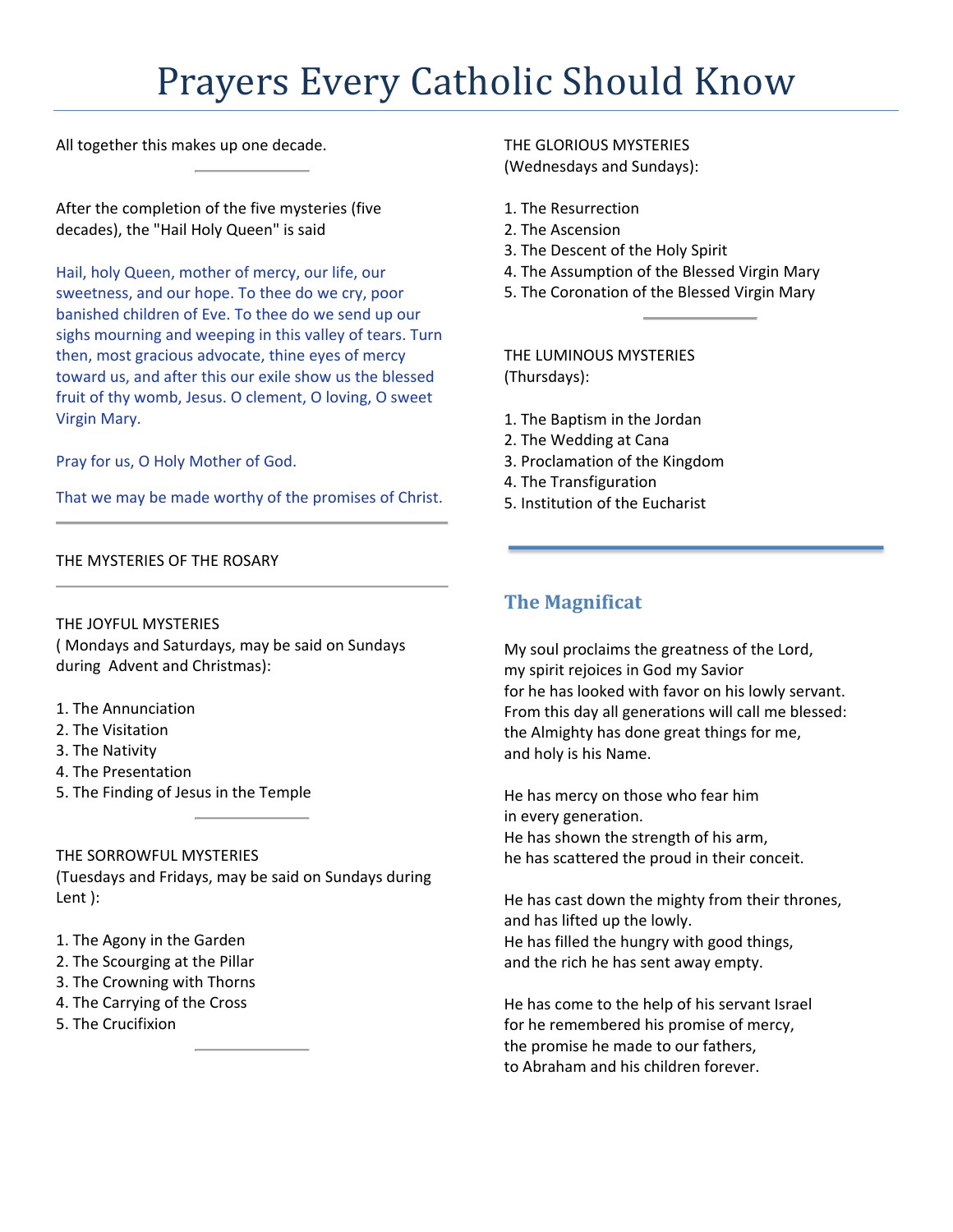All together this makes up one decade.

---

After the completion of the five mysteries (five decades), the "Hail Holy Queen" is said

Hail, holy Queen, mother of mercy, our life, our sweetness, and our hope. To thee do we cry, poor banished children of Eve. To thee do we send up our sighs mourning and weeping in this valley of tears. Turn then, most gracious advocate, thine eyes of mercy toward us, and after this our exile show us the blessed fruit of thy womb, Jesus. O clement, O loving, O sweet Virgin Mary.

Pray for us, O Holy Mother of God.

That we may be made worthy of the promises of Christ.

---

THE MYSTERIES OF THE ROSARY

---

THE JOYFUL MYSTERIES
( Mondays and Saturdays, may be said on Sundays during Advent and Christmas):

1. The Annunciation
2. The Visitation
3. The Nativity
4. The Presentation
5. The Finding of Jesus in the Temple

---

THE SORROWFUL MYSTERIES
(Tuesdays and Fridays, may be said on Sundays during Lent ):

1. The Agony in the Garden
2. The Scourging at the Pillar
3. The Crowning with Thorns
4. The Carrying of the Cross
5. The Crucifixion

---

THE GLORIOUS MYSTERIES
(Wednesdays and Sundays):

1. The Resurrection
2. The Ascension
3. The Descent of the Holy Spirit
4. The Assumption of the Blessed Virgin Mary
5. The Coronation of the Blessed Virgin Mary

---

THE LUMINOUS MYSTERIES
(Thursdays):

1. The Baptism in the Jordan
2. The Wedding at Cana
3. Proclamation of the Kingdom
4. The Transfiguration
5. Institution of the Eucharist

---

## The Magnificat

My soul proclaims the greatness of the Lord,
my spirit rejoices in God my Savior
for he has looked with favor on his lowly servant.
From this day all generations will call me blessed:
the Almighty has done great things for me,
and holy is his Name.

He has mercy on those who fear him
in every generation.
He has shown the strength of his arm,
he has scattered the proud in their conceit.

He has cast down the mighty from their thrones,
and has lifted up the lowly.
He has filled the hungry with good things,
and the rich he has sent away empty.

He has come to the help of his servant Israel
for he remembered his promise of mercy,
the promise he made to our fathers,
to Abraham and his children forever.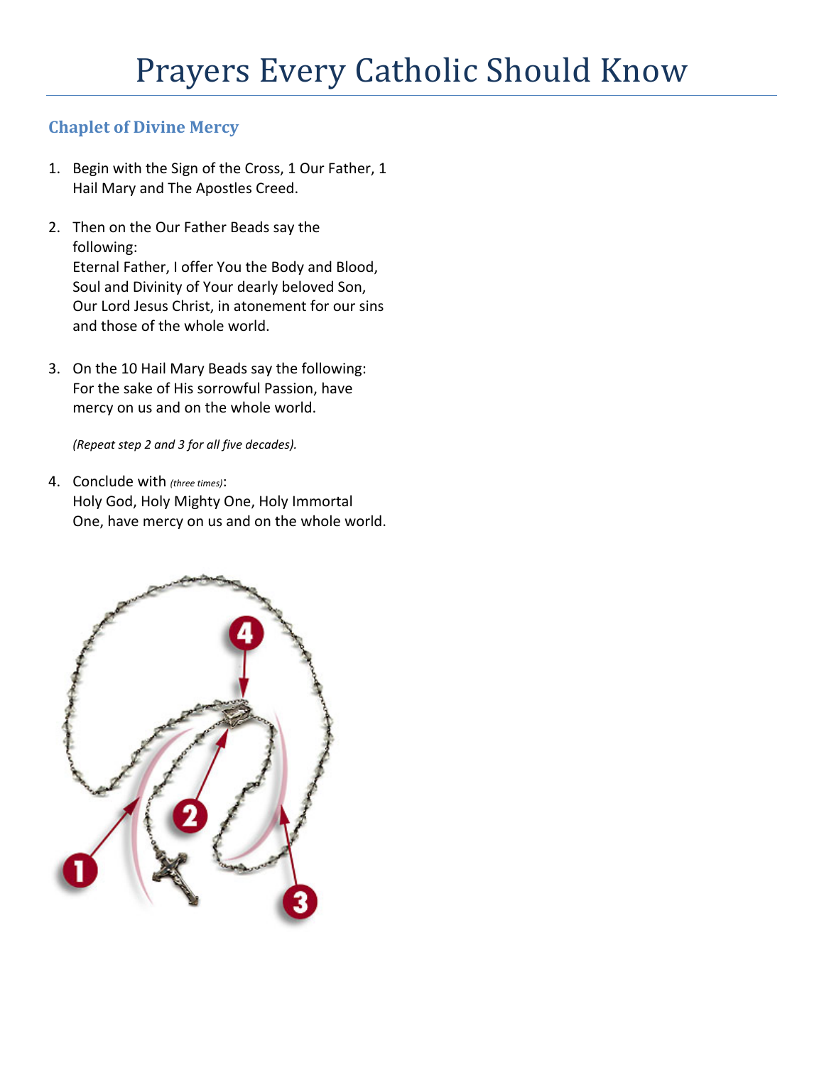# Prayers Every Catholic Should Know

## Chaplet of Divine Mercy

1. Begin with the Sign of the Cross, 1 Our Father, 1 Hail Mary and The Apostles Creed.

2. Then on the Our Father Beads say the following:
   Eternal Father, I offer You the Body and Blood, Soul and Divinity of Your dearly beloved Son, Our Lord Jesus Christ, in atonement for our sins and those of the whole world.

3. On the 10 Hail Mary Beads say the following:
   For the sake of His sorrowful Passion, have mercy on us and on the whole world.

   *(Repeat step 2 and 3 for all five decades).*

4. Conclude with *(three times)*:
   Holy God, Holy Mighty One, Holy Immortal One, have mercy on us and on the whole world.